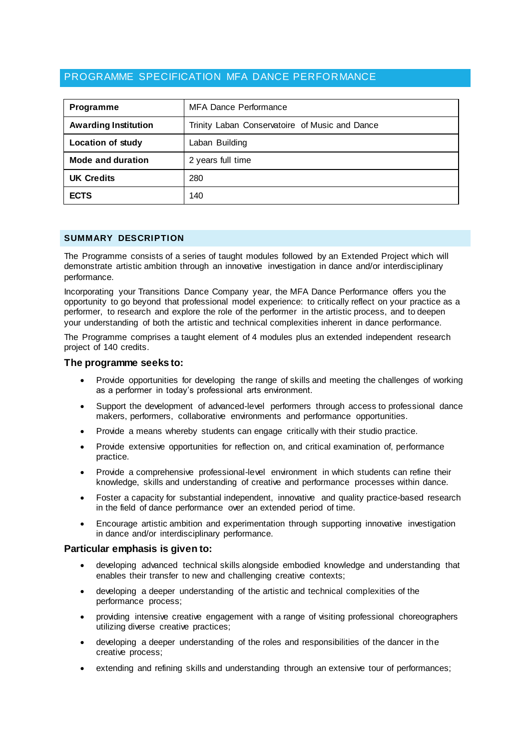# PROGRAMME SPECIFICATION MFA DANCE PERFORMANCE

| **Programme** | MFA Dance Performance |
|---|---|
| **Awarding Institution** | Trinity Laban Conservatoire of Music and Dance |
| **Location of study** | Laban Building |
| **Mode and duration** | 2 years full time |
| **UK Credits** | 280 |
| **ECTS** | 140 |

## SUMMARY DESCRIPTION

The Programme consists of a series of taught modules followed by an Extended Project which will demonstrate artistic ambition through an innovative investigation in dance and/or interdisciplinary performance.

Incorporating your Transitions Dance Company year, the MFA Dance Performance offers you the opportunity to go beyond that professional model experience: to critically reflect on your practice as a performer, to research and explore the role of the performer in the artistic process, and to deepen your understanding of both the artistic and technical complexities inherent in dance performance.

The Programme comprises a taught element of 4 modules plus an extended independent research project of 140 credits.

### The programme seeks to:

- Provide opportunities for developing the range of skills and meeting the challenges of working as a performer in today's professional arts environment.
- Support the development of advanced-level performers through access to professional dance makers, performers, collaborative environments and performance opportunities.
- Provide a means whereby students can engage critically with their studio practice.
- Provide extensive opportunities for reflection on, and critical examination of, performance practice.
- Provide a comprehensive professional-level environment in which students can refine their knowledge, skills and understanding of creative and performance processes within dance.
- Foster a capacity for substantial independent, innovative and quality practice-based research in the field of dance performance over an extended period of time.
- Encourage artistic ambition and experimentation through supporting innovative investigation in dance and/or interdisciplinary performance.

### Particular emphasis is given to:

- developing advanced technical skills alongside embodied knowledge and understanding that enables their transfer to new and challenging creative contexts;
- developing a deeper understanding of the artistic and technical complexities of the performance process;
- providing intensive creative engagement with a range of visiting professional choreographers utilizing diverse creative practices;
- developing a deeper understanding of the roles and responsibilities of the dancer in the creative process;
- extending and refining skills and understanding through an extensive tour of performances;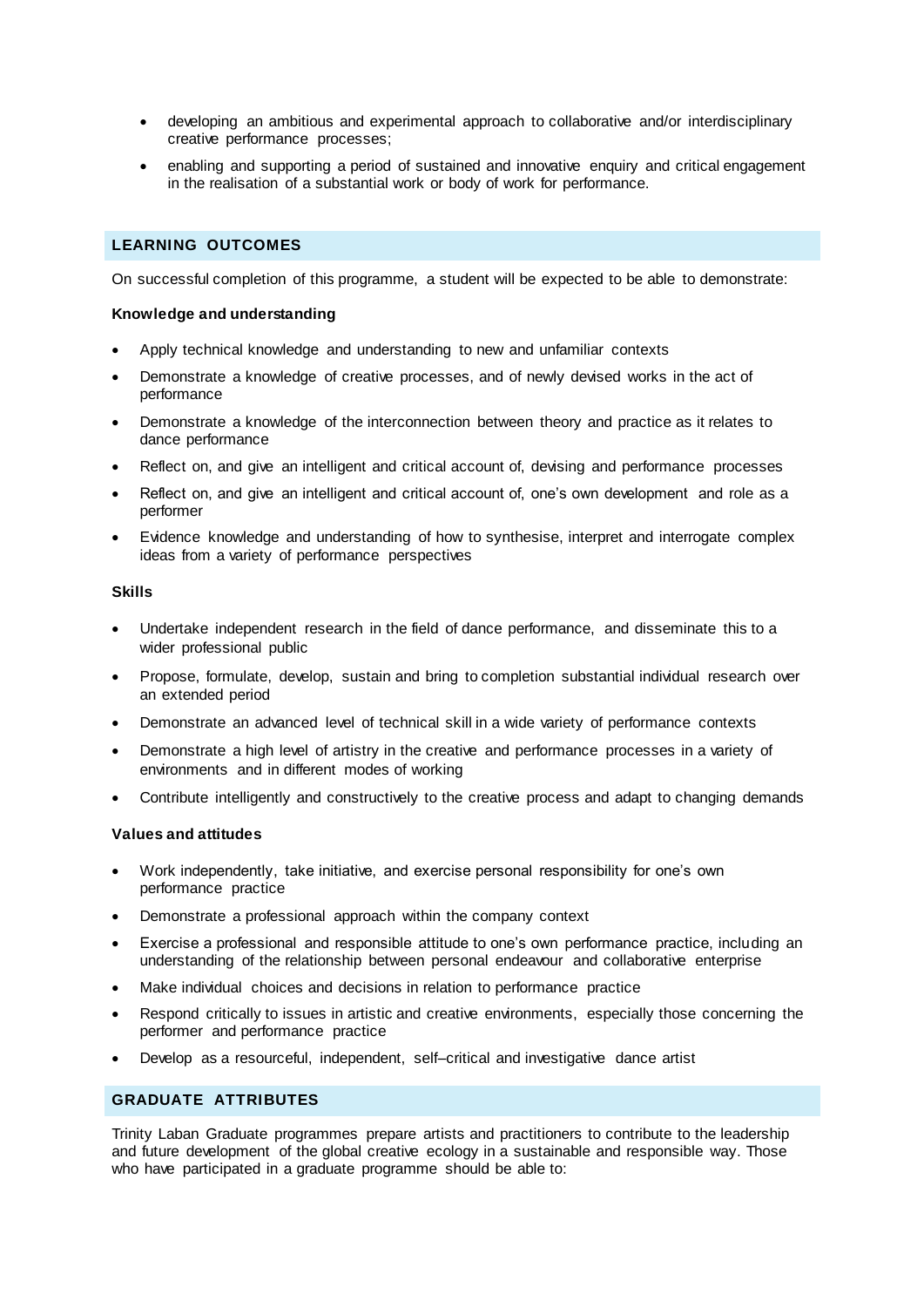- developing an ambitious and experimental approach to collaborative and/or interdisciplinary creative performance processes;
- enabling and supporting a period of sustained and innovative enquiry and critical engagement in the realisation of a substantial work or body of work for performance.

## LEARNING OUTCOMES

On successful completion of this programme, a student will be expected to be able to demonstrate:

**Knowledge and understanding**

- Apply technical knowledge and understanding to new and unfamiliar contexts
- Demonstrate a knowledge of creative processes, and of newly devised works in the act of performance
- Demonstrate a knowledge of the interconnection between theory and practice as it relates to dance performance
- Reflect on, and give an intelligent and critical account of, devising and performance processes
- Reflect on, and give an intelligent and critical account of, one's own development and role as a performer
- Evidence knowledge and understanding of how to synthesise, interpret and interrogate complex ideas from a variety of performance perspectives

**Skills**

- Undertake independent research in the field of dance performance, and disseminate this to a wider professional public
- Propose, formulate, develop, sustain and bring to completion substantial individual research over an extended period
- Demonstrate an advanced level of technical skill in a wide variety of performance contexts
- Demonstrate a high level of artistry in the creative and performance processes in a variety of environments and in different modes of working
- Contribute intelligently and constructively to the creative process and adapt to changing demands

**Values and attitudes**

- Work independently, take initiative, and exercise personal responsibility for one's own performance practice
- Demonstrate a professional approach within the company context
- Exercise a professional and responsible attitude to one's own performance practice, including an understanding of the relationship between personal endeavour and collaborative enterprise
- Make individual choices and decisions in relation to performance practice
- Respond critically to issues in artistic and creative environments, especially those concerning the performer and performance practice
- Develop as a resourceful, independent, self–critical and investigative dance artist

## GRADUATE ATTRIBUTES

Trinity Laban Graduate programmes prepare artists and practitioners to contribute to the leadership and future development of the global creative ecology in a sustainable and responsible way. Those who have participated in a graduate programme should be able to: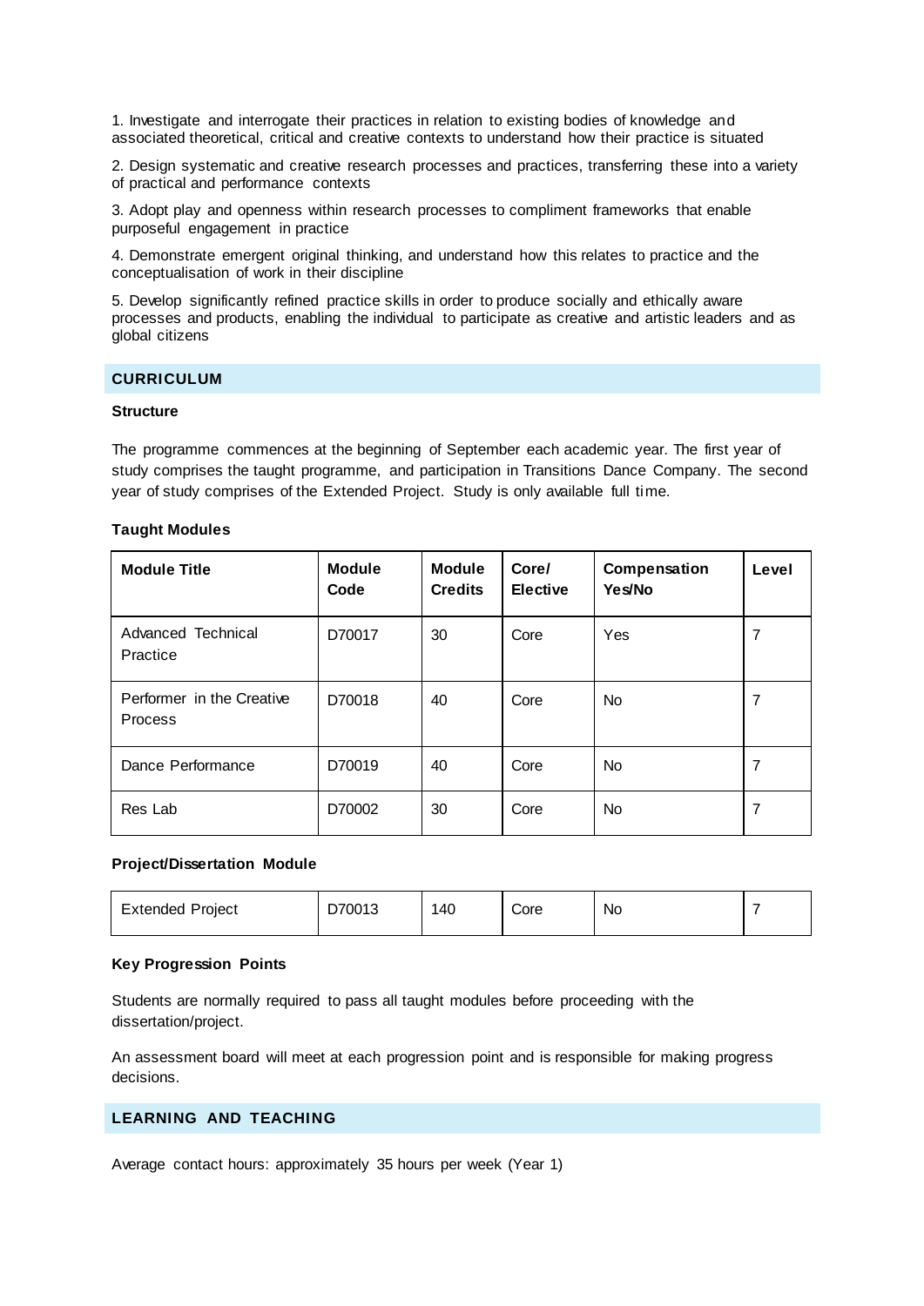1. Investigate and interrogate their practices in relation to existing bodies of knowledge and associated theoretical, critical and creative contexts to understand how their practice is situated

2. Design systematic and creative research processes and practices, transferring these into a variety of practical and performance contexts

3. Adopt play and openness within research processes to compliment frameworks that enable purposeful engagement in practice

4. Demonstrate emergent original thinking, and understand how this relates to practice and the conceptualisation of work in their discipline

5. Develop significantly refined practice skills in order to produce socially and ethically aware processes and products, enabling the individual to participate as creative and artistic leaders and as global citizens

## CURRICULUM

### Structure

The programme commences at the beginning of September each academic year. The first year of study comprises the taught programme, and participation in Transitions Dance Company. The second year of study comprises of the Extended Project. Study is only available full time.

### Taught Modules

| Module Title | Module Code | Module Credits | Core/ Elective | Compensation Yes/No | Level |
|---|---|---|---|---|---|
| Advanced Technical Practice | D70017 | 30 | Core | Yes | 7 |
| Performer in the Creative Process | D70018 | 40 | Core | No | 7 |
| Dance Performance | D70019 | 40 | Core | No | 7 |
| Res Lab | D70002 | 30 | Core | No | 7 |

### Project/Dissertation Module

| Extended Project | D70013 | 140 | Core | No | 7 |
|---|---|---|---|---|---|

### Key Progression Points

Students are normally required to pass all taught modules before proceeding with the dissertation/project.

An assessment board will meet at each progression point and is responsible for making progress decisions.

## LEARNING AND TEACHING

Average contact hours: approximately 35 hours per week (Year 1)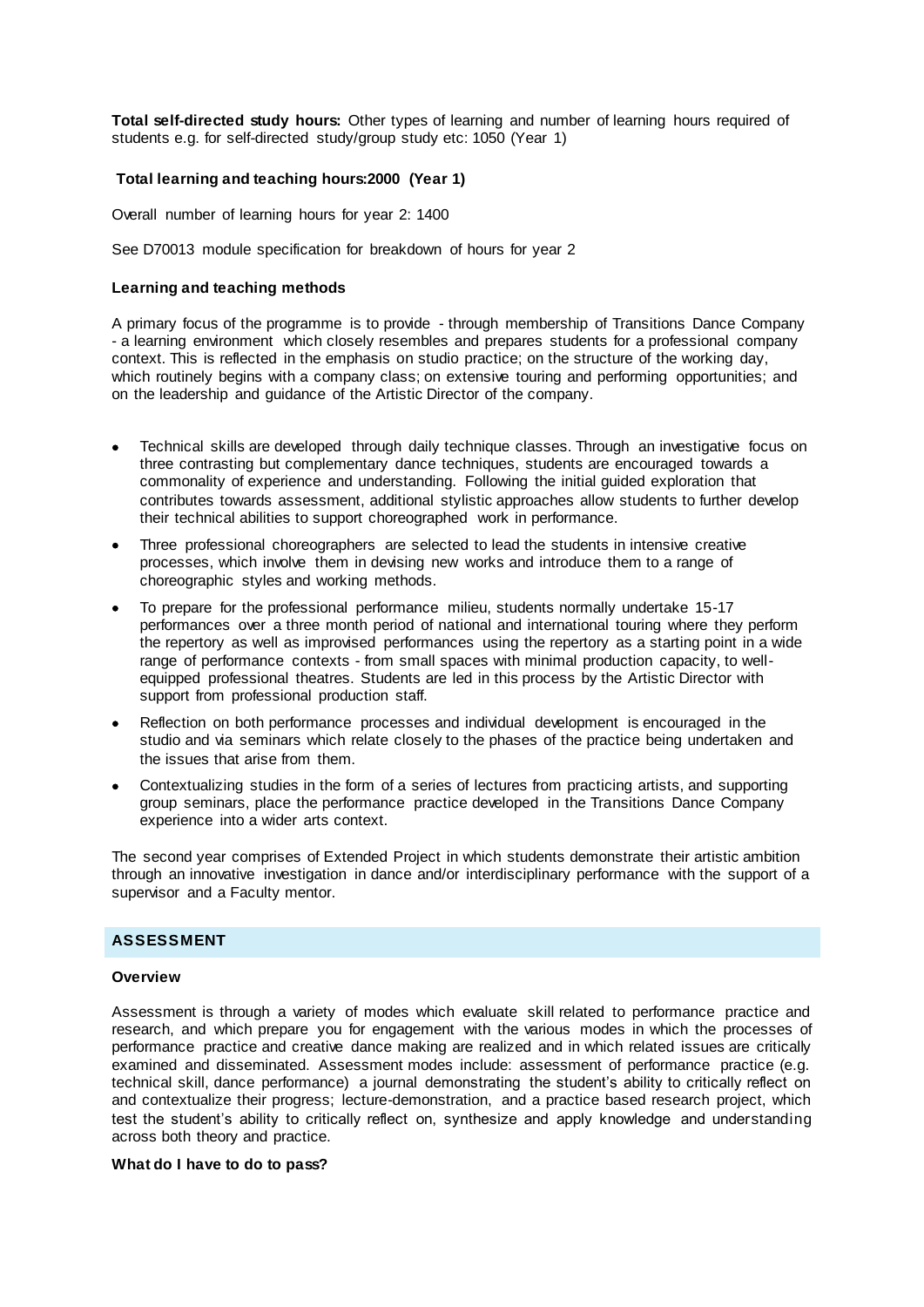**Total self-directed study hours:** Other types of learning and number of learning hours required of students e.g. for self-directed study/group study etc: 1050 (Year 1)

**Total learning and teaching hours:2000 (Year 1)**

Overall number of learning hours for year 2: 1400

See D70013 module specification for breakdown of hours for year 2

**Learning and teaching methods**

A primary focus of the programme is to provide - through membership of Transitions Dance Company - a learning environment which closely resembles and prepares students for a professional company context. This is reflected in the emphasis on studio practice; on the structure of the working day, which routinely begins with a company class; on extensive touring and performing opportunities; and on the leadership and guidance of the Artistic Director of the company.

- Technical skills are developed through daily technique classes. Through an investigative focus on three contrasting but complementary dance techniques, students are encouraged towards a commonality of experience and understanding. Following the initial guided exploration that contributes towards assessment, additional stylistic approaches allow students to further develop their technical abilities to support choreographed work in performance.
- Three professional choreographers are selected to lead the students in intensive creative processes, which involve them in devising new works and introduce them to a range of choreographic styles and working methods.
- To prepare for the professional performance milieu, students normally undertake 15-17 performances over a three month period of national and international touring where they perform the repertory as well as improvised performances using the repertory as a starting point in a wide range of performance contexts - from small spaces with minimal production capacity, to well-equipped professional theatres. Students are led in this process by the Artistic Director with support from professional production staff.
- Reflection on both performance processes and individual development is encouraged in the studio and via seminars which relate closely to the phases of the practice being undertaken and the issues that arise from them.
- Contextualizing studies in the form of a series of lectures from practicing artists, and supporting group seminars, place the performance practice developed in the Transitions Dance Company experience into a wider arts context.

The second year comprises of Extended Project in which students demonstrate their artistic ambition through an innovative investigation in dance and/or interdisciplinary performance with the support of a supervisor and a Faculty mentor.

## ASSESSMENT

**Overview**

Assessment is through a variety of modes which evaluate skill related to performance practice and research, and which prepare you for engagement with the various modes in which the processes of performance practice and creative dance making are realized and in which related issues are critically examined and disseminated. Assessment modes include: assessment of performance practice (e.g. technical skill, dance performance) a journal demonstrating the student's ability to critically reflect on and contextualize their progress; lecture-demonstration, and a practice based research project, which test the student's ability to critically reflect on, synthesize and apply knowledge and understanding across both theory and practice.

**What do I have to do to pass?**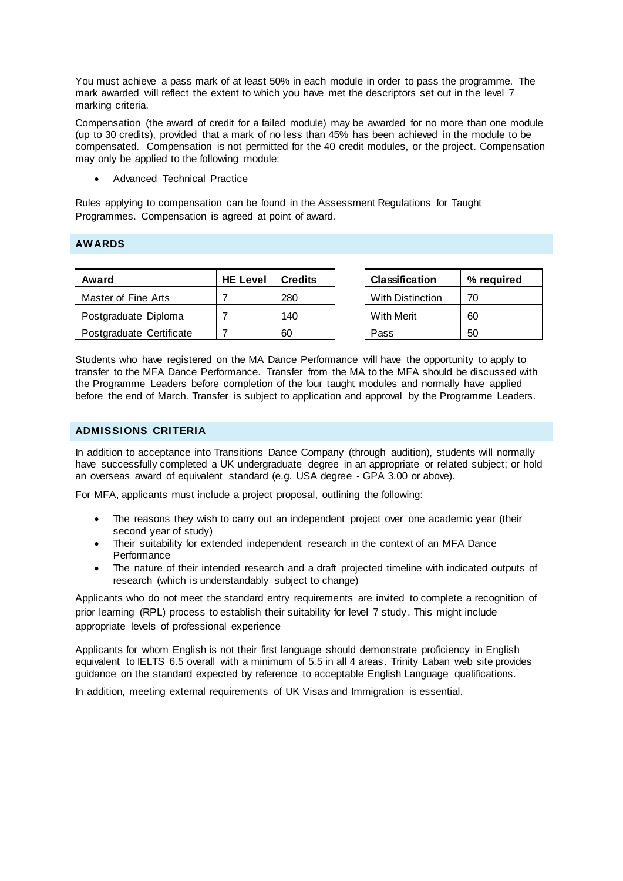You must achieve a pass mark of at least 50% in each module in order to pass the programme. The mark awarded will reflect the extent to which you have met the descriptors set out in the level 7 marking criteria.

Compensation (the award of credit for a failed module) may be awarded for no more than one module (up to 30 credits), provided that a mark of no less than 45% has been achieved in the module to be compensated. Compensation is not permitted for the 40 credit modules, or the project. Compensation may only be applied to the following module:

- Advanced Technical Practice

Rules applying to compensation can be found in the Assessment Regulations for Taught Programmes. Compensation is agreed at point of award.

## AWARDS

| Award | HE Level | Credits |
|---|---|---|
| Master of Fine Arts | 7 | 280 |
| Postgraduate Diploma | 7 | 140 |
| Postgraduate Certificate | 7 | 60 |

| Classification | % required |
|---|---|
| With Distinction | 70 |
| With Merit | 60 |
| Pass | 50 |

Students who have registered on the MA Dance Performance will have the opportunity to apply to transfer to the MFA Dance Performance. Transfer from the MA to the MFA should be discussed with the Programme Leaders before completion of the four taught modules and normally have applied before the end of March. Transfer is subject to application and approval by the Programme Leaders.

## ADMISSIONS CRITERIA

In addition to acceptance into Transitions Dance Company (through audition), students will normally have successfully completed a UK undergraduate degree in an appropriate or related subject; or hold an overseas award of equivalent standard (e.g. USA degree - GPA 3.00 or above).

For MFA, applicants must include a project proposal, outlining the following:

- The reasons they wish to carry out an independent project over one academic year (their second year of study)
- Their suitability for extended independent research in the context of an MFA Dance Performance
- The nature of their intended research and a draft projected timeline with indicated outputs of research (which is understandably subject to change)

Applicants who do not meet the standard entry requirements are invited to complete a recognition of prior learning (RPL) process to establish their suitability for level 7 study. This might include appropriate levels of professional experience

Applicants for whom English is not their first language should demonstrate proficiency in English equivalent to IELTS 6.5 overall with a minimum of 5.5 in all 4 areas. Trinity Laban web site provides guidance on the standard expected by reference to acceptable English Language qualifications.

In addition, meeting external requirements of UK Visas and Immigration is essential.